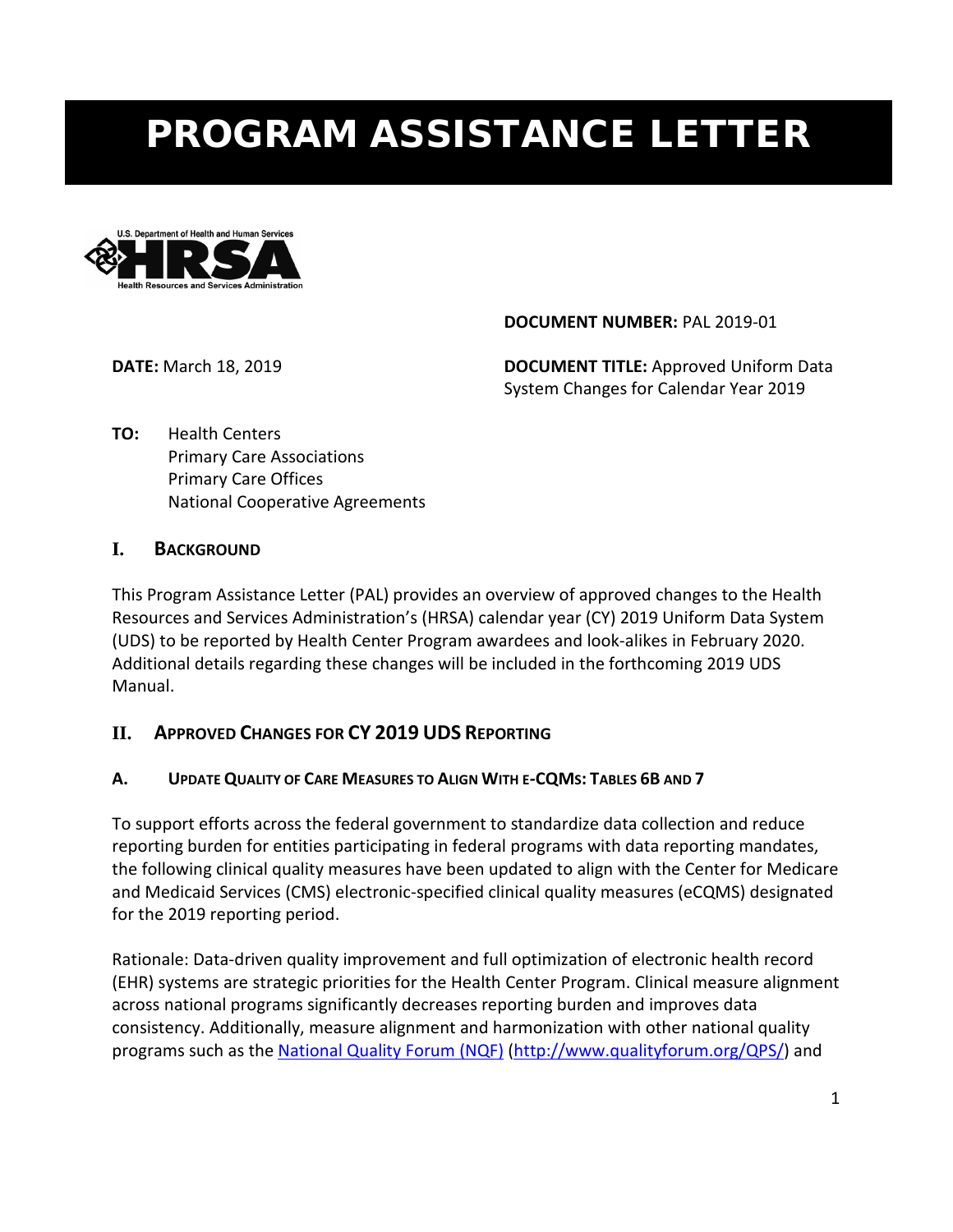# PROGRAM ASSISTANCE LETTER

**DOCUMENT NUMBER:** PAL 2019-01

**DATE:** March 18, 2019

**DOCUMENT TITLE:** Approved Uniform Data System Changes for Calendar Year 2019

**TO:** Health Centers
Primary Care Associations
Primary Care Offices
National Cooperative Agreements

## I. Background

This Program Assistance Letter (PAL) provides an overview of approved changes to the Health Resources and Services Administration's (HRSA) calendar year (CY) 2019 Uniform Data System (UDS) to be reported by Health Center Program awardees and look-alikes in February 2020. Additional details regarding these changes will be included in the forthcoming 2019 UDS Manual.

## II. Approved Changes for CY 2019 UDS Reporting

### A. Update Quality of Care Measures to Align With e-CQMs: Tables 6B and 7

To support efforts across the federal government to standardize data collection and reduce reporting burden for entities participating in federal programs with data reporting mandates, the following clinical quality measures have been updated to align with the Center for Medicare and Medicaid Services (CMS) electronic-specified clinical quality measures (eCQMS) designated for the 2019 reporting period.

Rationale: Data-driven quality improvement and full optimization of electronic health record (EHR) systems are strategic priorities for the Health Center Program. Clinical measure alignment across national programs significantly decreases reporting burden and improves data consistency. Additionally, measure alignment and harmonization with other national quality programs such as the [National Quality Forum (NQF)](http://www.qualityforum.org/QPS/) (http://www.qualityforum.org/QPS/) and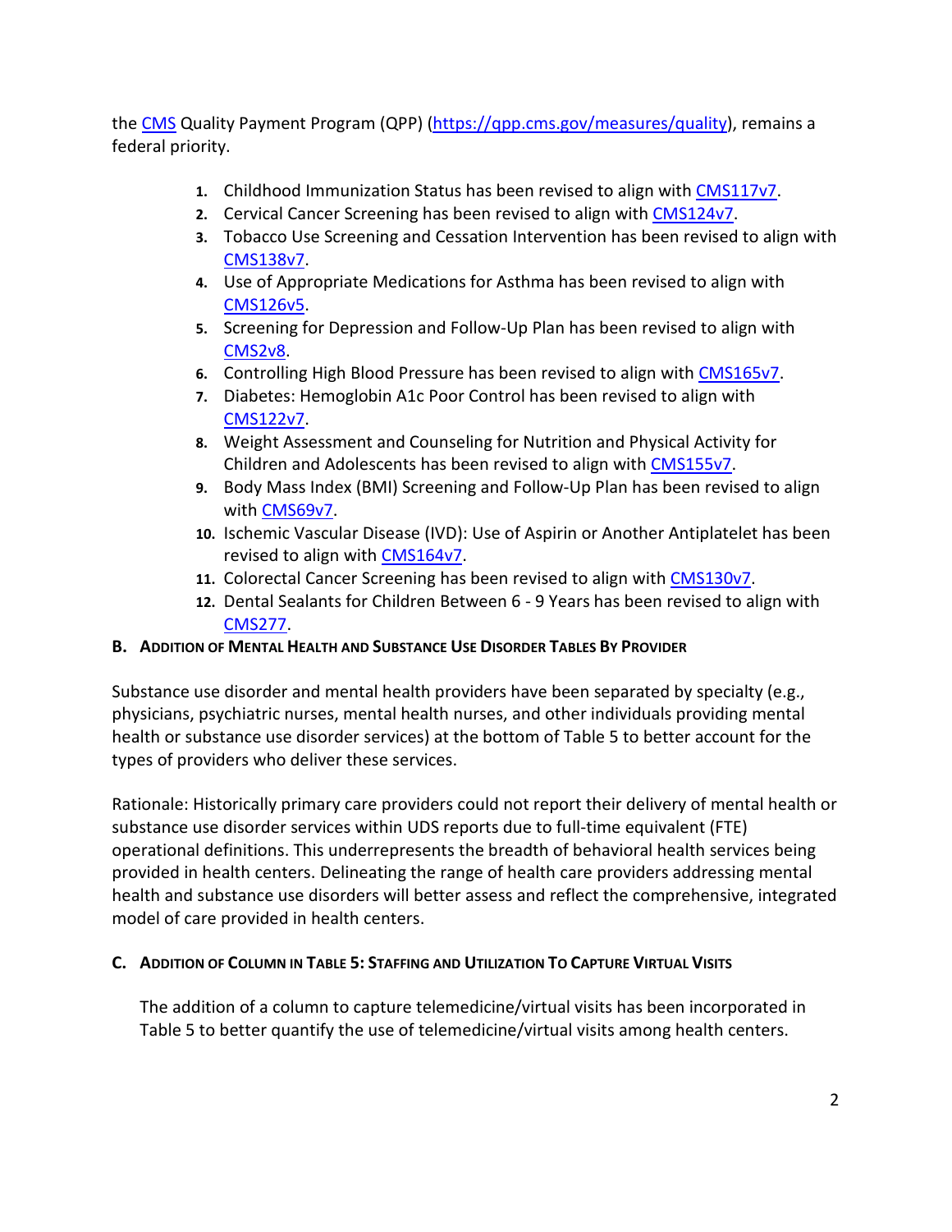the [CMS](CMS) Quality Payment Program (QPP) (https://qpp.cms.gov/measures/quality), remains a federal priority.

1. Childhood Immunization Status has been revised to align with CMS117v7.
2. Cervical Cancer Screening has been revised to align with CMS124v7.
3. Tobacco Use Screening and Cessation Intervention has been revised to align with CMS138v7.
4. Use of Appropriate Medications for Asthma has been revised to align with CMS126v5.
5. Screening for Depression and Follow-Up Plan has been revised to align with CMS2v8.
6. Controlling High Blood Pressure has been revised to align with CMS165v7.
7. Diabetes: Hemoglobin A1c Poor Control has been revised to align with CMS122v7.
8. Weight Assessment and Counseling for Nutrition and Physical Activity for Children and Adolescents has been revised to align with CMS155v7.
9. Body Mass Index (BMI) Screening and Follow-Up Plan has been revised to align with CMS69v7.
10. Ischemic Vascular Disease (IVD): Use of Aspirin or Another Antiplatelet has been revised to align with CMS164v7.
11. Colorectal Cancer Screening has been revised to align with CMS130v7.
12. Dental Sealants for Children Between 6 - 9 Years has been revised to align with CMS277.

### B. Addition of Mental Health and Substance Use Disorder Tables By Provider

Substance use disorder and mental health providers have been separated by specialty (e.g., physicians, psychiatric nurses, mental health nurses, and other individuals providing mental health or substance use disorder services) at the bottom of Table 5 to better account for the types of providers who deliver these services.

Rationale: Historically primary care providers could not report their delivery of mental health or substance use disorder services within UDS reports due to full-time equivalent (FTE) operational definitions. This underrepresents the breadth of behavioral health services being provided in health centers. Delineating the range of health care providers addressing mental health and substance use disorders will better assess and reflect the comprehensive, integrated model of care provided in health centers.

### C. Addition of Column in Table 5: Staffing and Utilization To Capture Virtual Visits

The addition of a column to capture telemedicine/virtual visits has been incorporated in Table 5 to better quantify the use of telemedicine/virtual visits among health centers.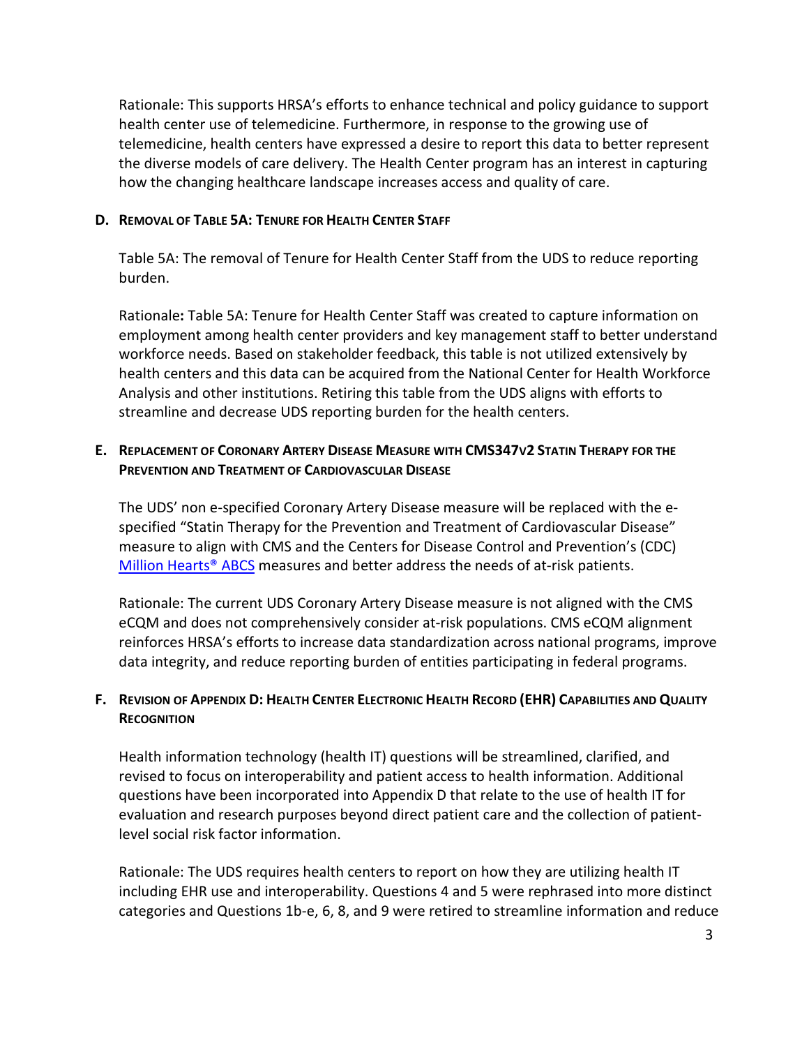Rationale: This supports HRSA's efforts to enhance technical and policy guidance to support health center use of telemedicine. Furthermore, in response to the growing use of telemedicine, health centers have expressed a desire to report this data to better represent the diverse models of care delivery. The Health Center program has an interest in capturing how the changing healthcare landscape increases access and quality of care.

### D. Removal of Table 5A: Tenure for Health Center Staff

Table 5A: The removal of Tenure for Health Center Staff from the UDS to reduce reporting burden.

Rationale**:** Table 5A: Tenure for Health Center Staff was created to capture information on employment among health center providers and key management staff to better understand workforce needs. Based on stakeholder feedback, this table is not utilized extensively by health centers and this data can be acquired from the National Center for Health Workforce Analysis and other institutions. Retiring this table from the UDS aligns with efforts to streamline and decrease UDS reporting burden for the health centers.

### E. Replacement of Coronary Artery Disease Measure with CMS347v2 Statin Therapy for the Prevention and Treatment of Cardiovascular Disease

The UDS' non e-specified Coronary Artery Disease measure will be replaced with the e-specified "Statin Therapy for the Prevention and Treatment of Cardiovascular Disease" measure to align with CMS and the Centers for Disease Control and Prevention's (CDC) Million Hearts® ABCS measures and better address the needs of at-risk patients.

Rationale: The current UDS Coronary Artery Disease measure is not aligned with the CMS eCQM and does not comprehensively consider at-risk populations. CMS eCQM alignment reinforces HRSA's efforts to increase data standardization across national programs, improve data integrity, and reduce reporting burden of entities participating in federal programs.

### F. Revision of Appendix D: Health Center Electronic Health Record (EHR) Capabilities and Quality Recognition

Health information technology (health IT) questions will be streamlined, clarified, and revised to focus on interoperability and patient access to health information. Additional questions have been incorporated into Appendix D that relate to the use of health IT for evaluation and research purposes beyond direct patient care and the collection of patient-level social risk factor information.

Rationale: The UDS requires health centers to report on how they are utilizing health IT including EHR use and interoperability. Questions 4 and 5 were rephrased into more distinct categories and Questions 1b-e, 6, 8, and 9 were retired to streamline information and reduce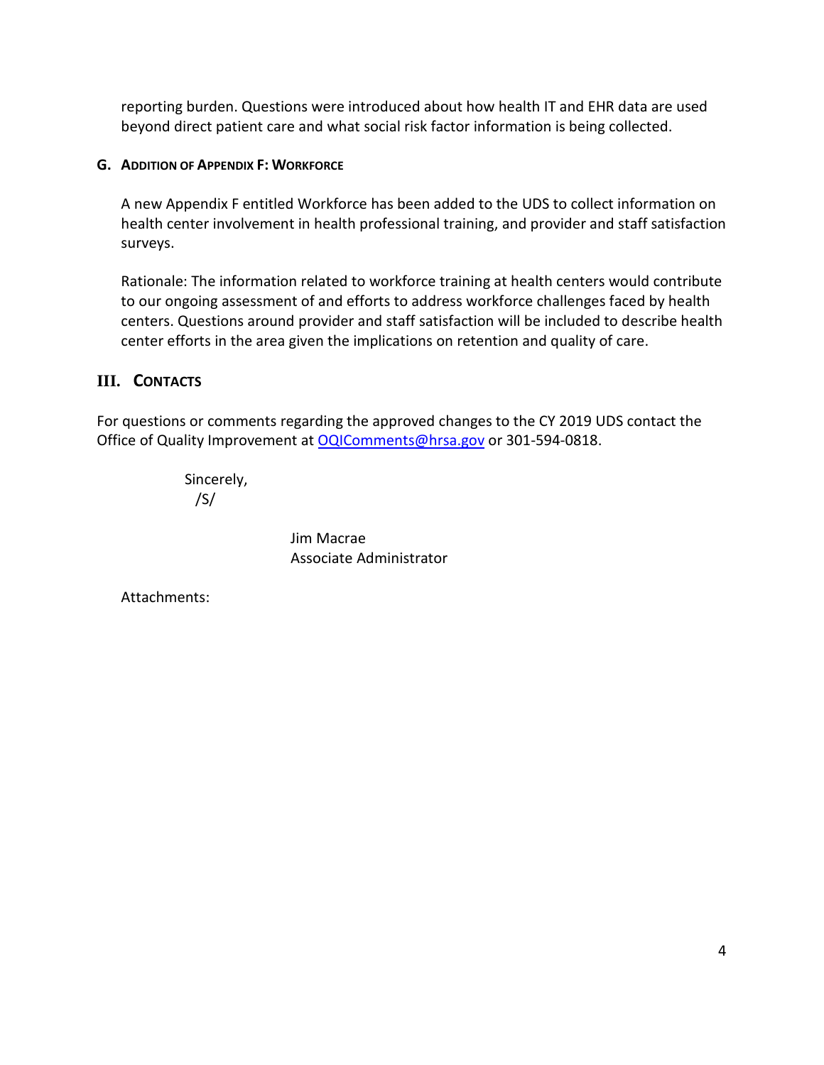reporting burden. Questions were introduced about how health IT and EHR data are used beyond direct patient care and what social risk factor information is being collected.

### G. Addition of Appendix F: Workforce

A new Appendix F entitled Workforce has been added to the UDS to collect information on health center involvement in health professional training, and provider and staff satisfaction surveys.

Rationale: The information related to workforce training at health centers would contribute to our ongoing assessment of and efforts to address workforce challenges faced by health centers. Questions around provider and staff satisfaction will be included to describe health center efforts in the area given the implications on retention and quality of care.

## III. Contacts

For questions or comments regarding the approved changes to the CY 2019 UDS contact the Office of Quality Improvement at OQIComments@hrsa.gov or 301-594-0818.

Sincerely,
/S/

Jim Macrae
Associate Administrator

Attachments: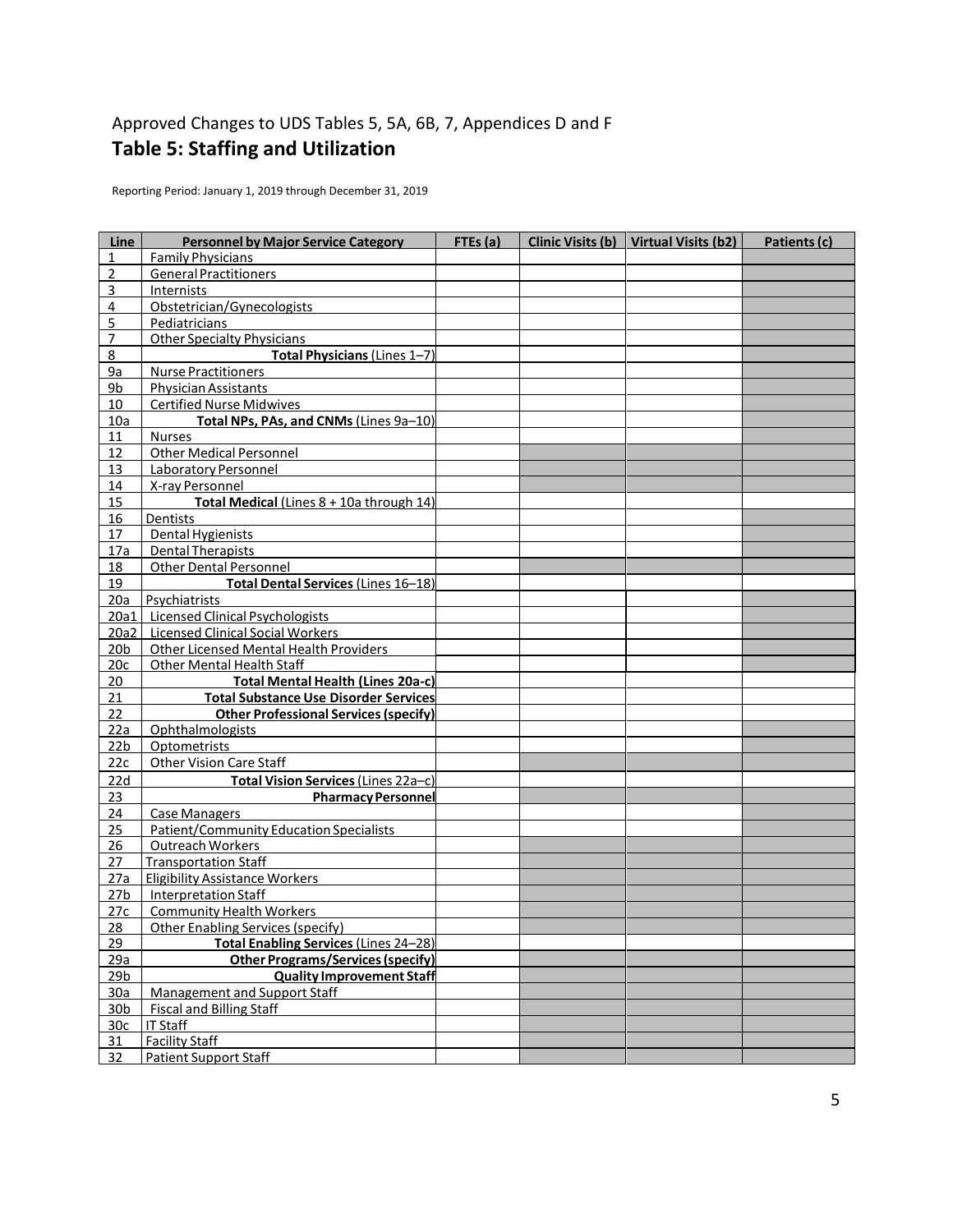Approved Changes to UDS Tables 5, 5A, 6B, 7, Appendices D and F

## Table 5: Staffing and Utilization

Reporting Period: January 1, 2019 through December 31, 2019

| Line | Personnel by Major Service Category | FTEs (a) | Clinic Visits (b) | Virtual Visits (b2) | Patients (c) |
|---|---|---|---|---|---|
| 1 | Family Physicians | | | | |
| 2 | General Practitioners | | | | |
| 3 | Internists | | | | |
| 4 | Obstetrician/Gynecologists | | | | |
| 5 | Pediatricians | | | | |
| 7 | Other Specialty Physicians | | | | |
| 8 | **Total Physicians** (Lines 1–7) | | | | |
| 9a | Nurse Practitioners | | | | |
| 9b | Physician Assistants | | | | |
| 10 | Certified Nurse Midwives | | | | |
| 10a | **Total NPs, PAs, and CNMs** (Lines 9a–10) | | | | |
| 11 | Nurses | | | | |
| 12 | Other Medical Personnel | | | | |
| 13 | Laboratory Personnel | | | | |
| 14 | X-ray Personnel | | | | |
| 15 | **Total Medical** (Lines 8 + 10a through 14) | | | | |
| 16 | Dentists | | | | |
| 17 | Dental Hygienists | | | | |
| 17a | Dental Therapists | | | | |
| 18 | Other Dental Personnel | | | | |
| 19 | **Total Dental Services** (Lines 16–18) | | | | |
| 20a | Psychiatrists | | | | |
| 20a1 | Licensed Clinical Psychologists | | | | |
| 20a2 | Licensed Clinical Social Workers | | | | |
| 20b | Other Licensed Mental Health Providers | | | | |
| 20c | Other Mental Health Staff | | | | |
| 20 | **Total Mental Health (Lines 20a-c)** | | | | |
| 21 | **Total Substance Use Disorder Services** | | | | |
| 22 | **Other Professional Services (specify)** | | | | |
| 22a | Ophthalmologists | | | | |
| 22b | Optometrists | | | | |
| 22c | Other Vision Care Staff | | | | |
| 22d | **Total Vision Services** (Lines 22a–c) | | | | |
| 23 | **Pharmacy Personnel** | | | | |
| 24 | Case Managers | | | | |
| 25 | Patient/Community Education Specialists | | | | |
| 26 | Outreach Workers | | | | |
| 27 | Transportation Staff | | | | |
| 27a | Eligibility Assistance Workers | | | | |
| 27b | Interpretation Staff | | | | |
| 27c | Community Health Workers | | | | |
| 28 | Other Enabling Services (specify) | | | | |
| 29 | **Total Enabling Services** (Lines 24–28) | | | | |
| 29a | **Other Programs/Services (specify)** | | | | |
| 29b | **Quality Improvement Staff** | | | | |
| 30a | Management and Support Staff | | | | |
| 30b | Fiscal and Billing Staff | | | | |
| 30c | IT Staff | | | | |
| 31 | Facility Staff | | | | |
| 32 | Patient Support Staff | | | | |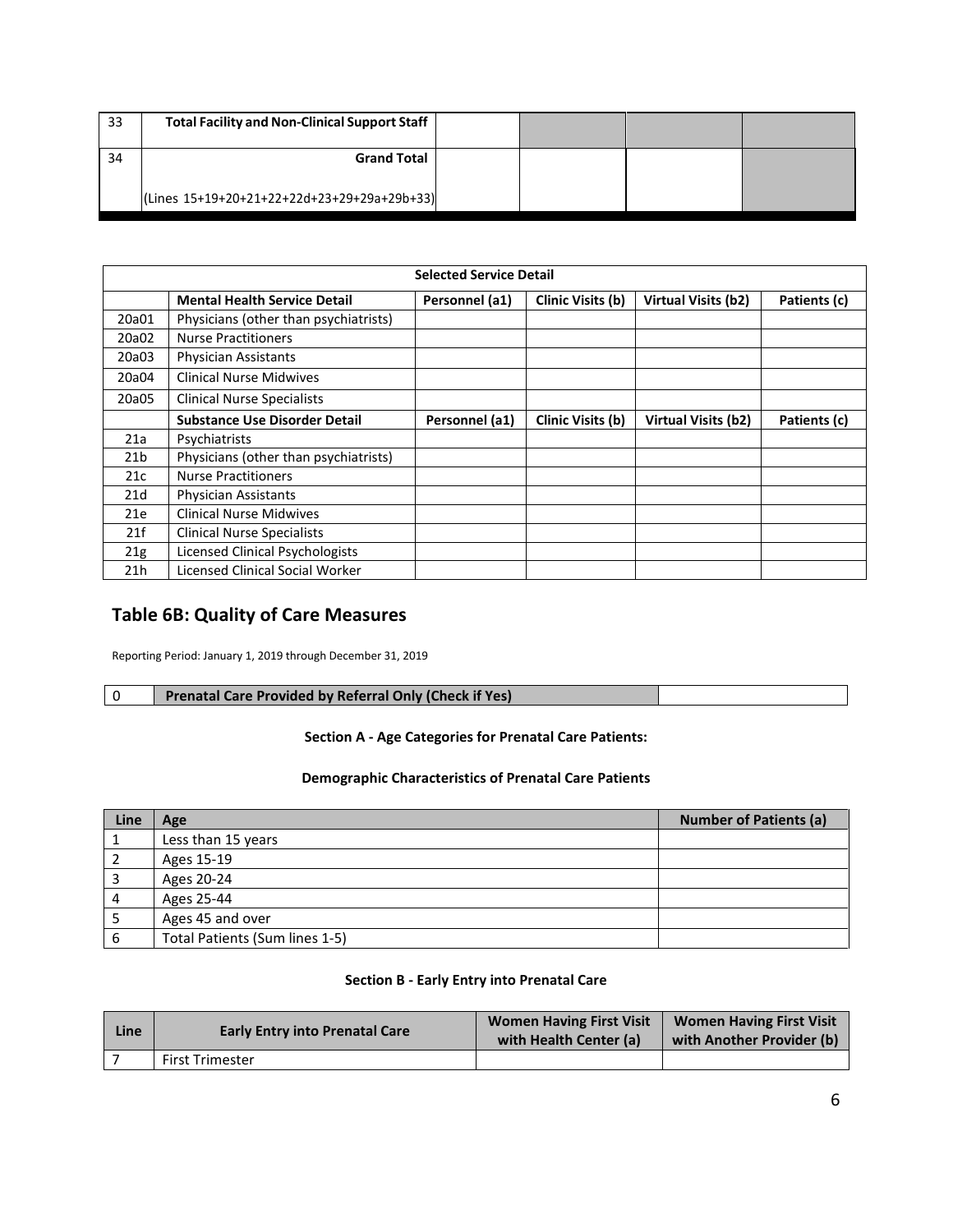| 33 | Total Facility and Non-Clinical Support Staff | | | | |
|---|---|---|---|---|---|
| 34 | Grand Total (Lines 15+19+20+21+22+22d+23+29+29a+29b+33) | | | | |

| Selected Service Detail | | | | | |
|---|---|---|---|---|---|
| | **Mental Health Service Detail** | **Personnel (a1)** | **Clinic Visits (b)** | **Virtual Visits (b2)** | **Patients (c)** |
| 20a01 | Physicians (other than psychiatrists) | | | | |
| 20a02 | Nurse Practitioners | | | | |
| 20a03 | Physician Assistants | | | | |
| 20a04 | Clinical Nurse Midwives | | | | |
| 20a05 | Clinical Nurse Specialists | | | | |
| | **Substance Use Disorder Detail** | **Personnel (a1)** | **Clinic Visits (b)** | **Virtual Visits (b2)** | **Patients (c)** |
| 21a | Psychiatrists | | | | |
| 21b | Physicians (other than psychiatrists) | | | | |
| 21c | Nurse Practitioners | | | | |
| 21d | Physician Assistants | | | | |
| 21e | Clinical Nurse Midwives | | | | |
| 21f | Clinical Nurse Specialists | | | | |
| 21g | Licensed Clinical Psychologists | | | | |
| 21h | Licensed Clinical Social Worker | | | | |

## Table 6B: Quality of Care Measures

Reporting Period: January 1, 2019 through December 31, 2019

| 0 | Prenatal Care Provided by Referral Only (Check if Yes) | |
|---|---|---|

**Section A - Age Categories for Prenatal Care Patients:**

**Demographic Characteristics of Prenatal Care Patients**

| Line | Age | Number of Patients (a) |
|---|---|---|
| 1 | Less than 15 years | |
| 2 | Ages 15-19 | |
| 3 | Ages 20-24 | |
| 4 | Ages 25-44 | |
| 5 | Ages 45 and over | |
| 6 | Total Patients (Sum lines 1-5) | |

**Section B - Early Entry into Prenatal Care**

| Line | Early Entry into Prenatal Care | Women Having First Visit with Health Center (a) | Women Having First Visit with Another Provider (b) |
|---|---|---|---|
| 7 | First Trimester | | |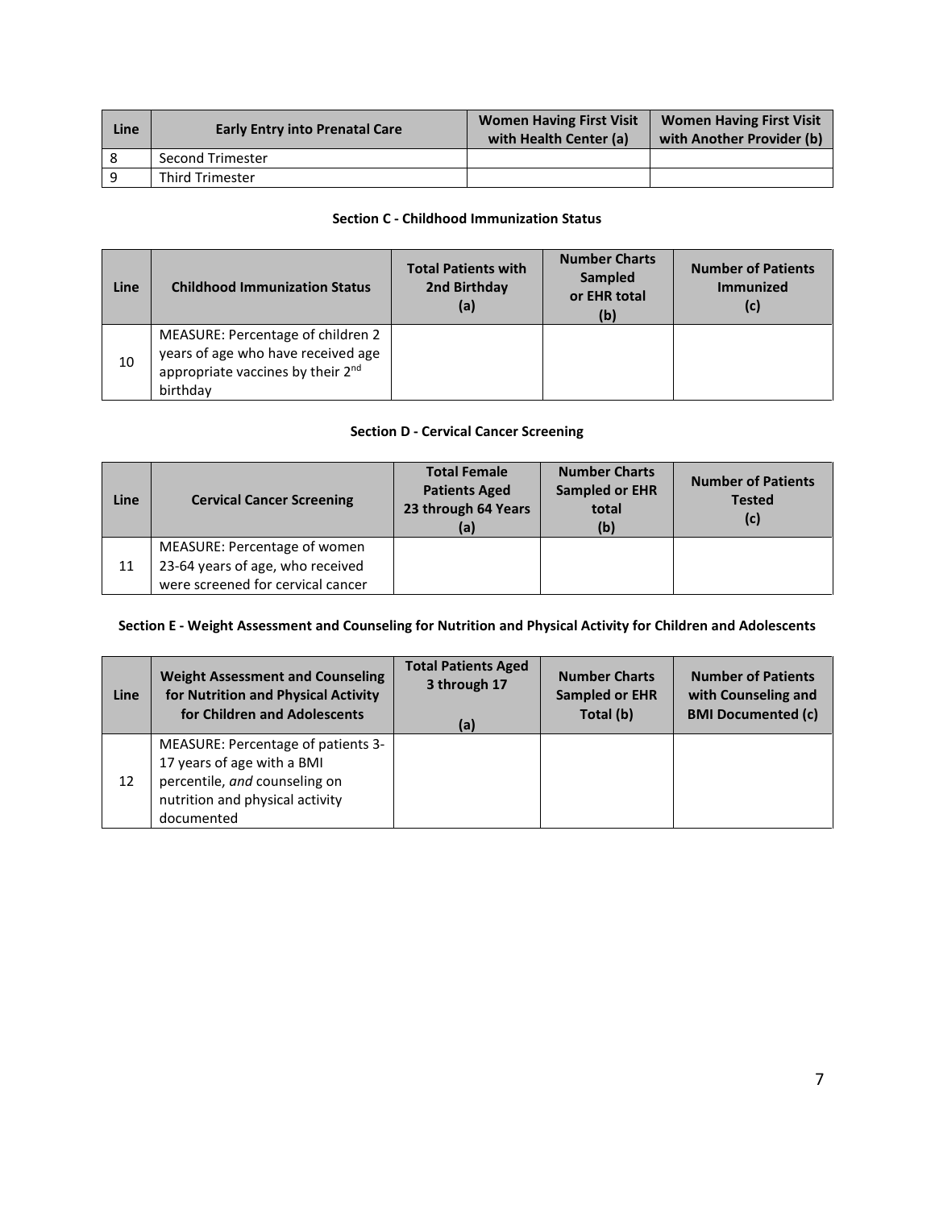| Line | Early Entry into Prenatal Care | Women Having First Visit with Health Center (a) | Women Having First Visit with Another Provider (b) |
|---|---|---|---|
| 8 | Second Trimester | | |
| 9 | Third Trimester | | |

**Section C - Childhood Immunization Status**

| Line | Childhood Immunization Status | Total Patients with 2nd Birthday (a) | Number Charts Sampled or EHR total (b) | Number of Patients Immunized (c) |
|---|---|---|---|---|
| 10 | MEASURE: Percentage of children 2 years of age who have received age appropriate vaccines by their 2nd birthday | | | |

**Section D - Cervical Cancer Screening**

| Line | Cervical Cancer Screening | Total Female Patients Aged 23 through 64 Years (a) | Number Charts Sampled or EHR total (b) | Number of Patients Tested (c) |
|---|---|---|---|---|
| 11 | MEASURE: Percentage of women 23-64 years of age, who received were screened for cervical cancer | | | |

**Section E - Weight Assessment and Counseling for Nutrition and Physical Activity for Children and Adolescents**

| Line | Weight Assessment and Counseling for Nutrition and Physical Activity for Children and Adolescents | Total Patients Aged 3 through 17 (a) | Number Charts Sampled or EHR Total (b) | Number of Patients with Counseling and BMI Documented (c) |
|---|---|---|---|---|
| 12 | MEASURE: Percentage of patients 3-17 years of age with a BMI percentile, *and* counseling on nutrition and physical activity documented | | | |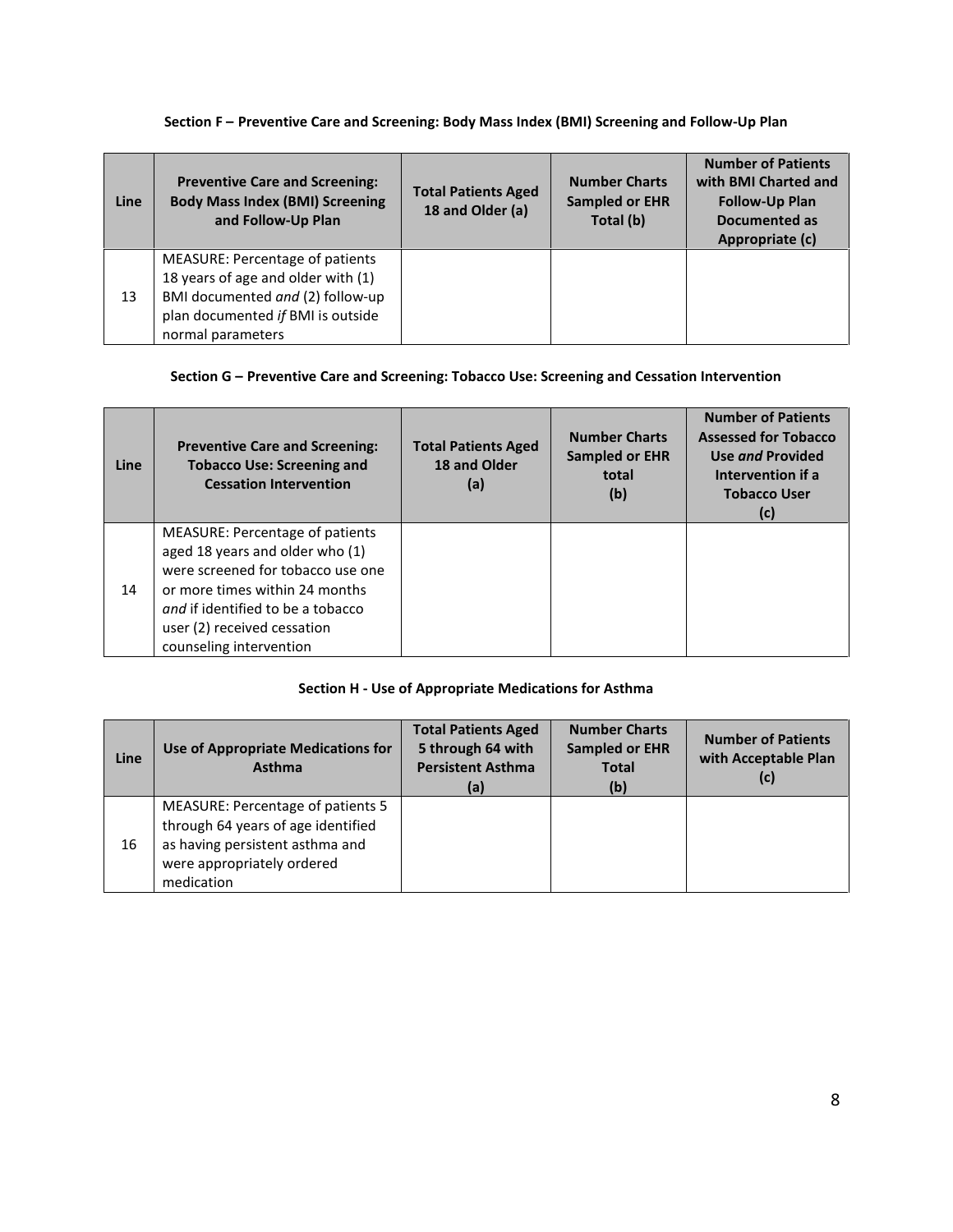### Section F – Preventive Care and Screening: Body Mass Index (BMI) Screening and Follow-Up Plan

| Line | Preventive Care and Screening: Body Mass Index (BMI) Screening and Follow-Up Plan | Total Patients Aged 18 and Older (a) | Number Charts Sampled or EHR Total (b) | Number of Patients with BMI Charted and Follow-Up Plan Documented as Appropriate (c) |
|---|---|---|---|---|
| 13 | MEASURE: Percentage of patients 18 years of age and older with (1) BMI documented *and* (2) follow-up plan documented *if* BMI is outside normal parameters | | | |

### Section G – Preventive Care and Screening: Tobacco Use: Screening and Cessation Intervention

| Line | Preventive Care and Screening: Tobacco Use: Screening and Cessation Intervention | Total Patients Aged 18 and Older (a) | Number Charts Sampled or EHR total (b) | Number of Patients Assessed for Tobacco Use *and* Provided Intervention if a Tobacco User (c) |
|---|---|---|---|---|
| 14 | MEASURE: Percentage of patients aged 18 years and older who (1) were screened for tobacco use one or more times within 24 months *and* if identified to be a tobacco user (2) received cessation counseling intervention | | | |

### Section H - Use of Appropriate Medications for Asthma

| Line | Use of Appropriate Medications for Asthma | Total Patients Aged 5 through 64 with Persistent Asthma (a) | Number Charts Sampled or EHR Total (b) | Number of Patients with Acceptable Plan (c) |
|---|---|---|---|---|
| 16 | MEASURE: Percentage of patients 5 through 64 years of age identified as having persistent asthma and were appropriately ordered medication | | | |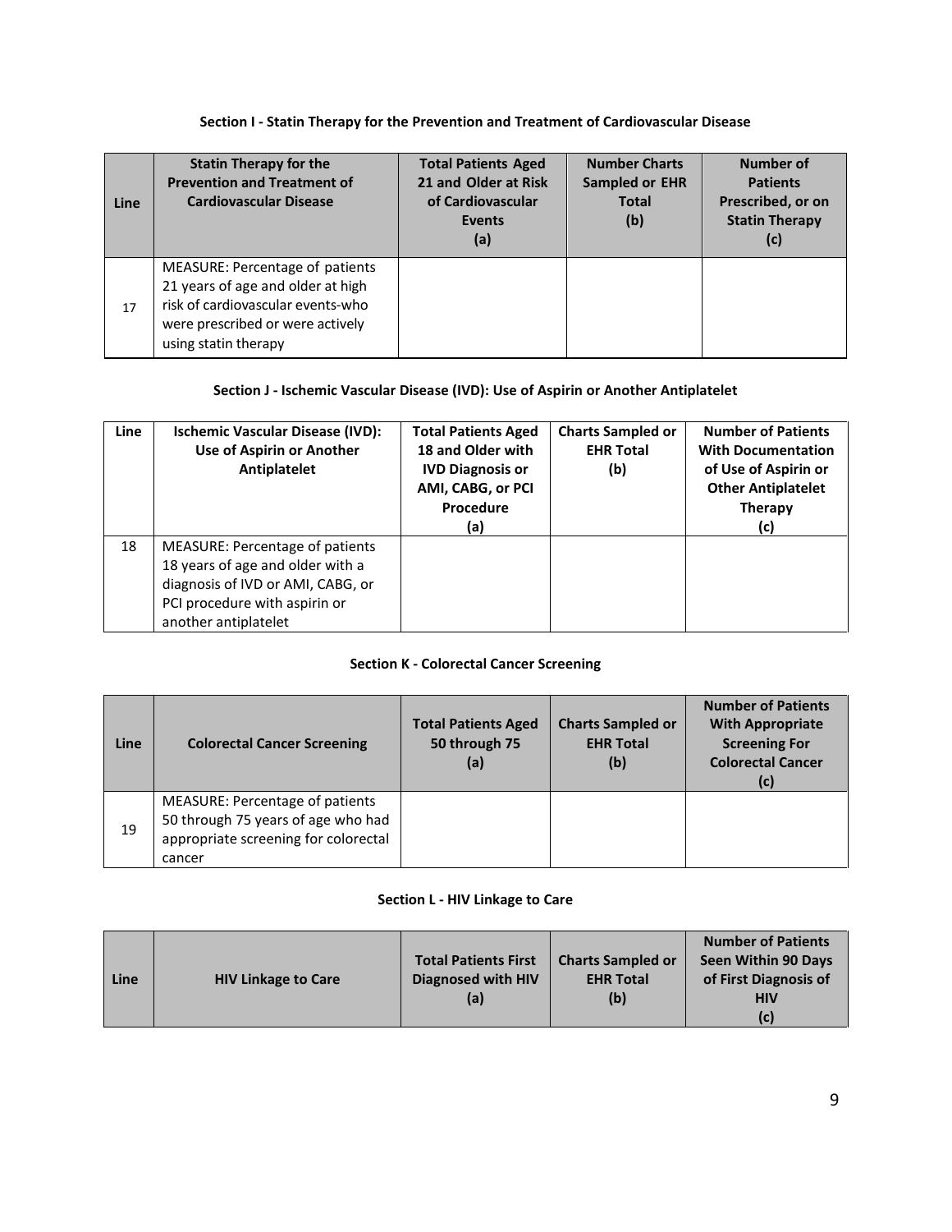### Section I - Statin Therapy for the Prevention and Treatment of Cardiovascular Disease

| Line | Statin Therapy for the Prevention and Treatment of Cardiovascular Disease | Total Patients Aged 21 and Older at Risk of Cardiovascular Events (a) | Number Charts Sampled or EHR Total (b) | Number of Patients Prescribed, or on Statin Therapy (c) |
|---|---|---|---|---|
| 17 | MEASURE: Percentage of patients 21 years of age and older at high risk of cardiovascular events-who were prescribed or were actively using statin therapy | | | |

### Section J - Ischemic Vascular Disease (IVD): Use of Aspirin or Another Antiplatelet

| Line | Ischemic Vascular Disease (IVD): Use of Aspirin or Another Antiplatelet | Total Patients Aged 18 and Older with IVD Diagnosis or AMI, CABG, or PCI Procedure (a) | Charts Sampled or EHR Total (b) | Number of Patients With Documentation of Use of Aspirin or Other Antiplatelet Therapy (c) |
|---|---|---|---|---|
| 18 | MEASURE: Percentage of patients 18 years of age and older with a diagnosis of IVD or AMI, CABG, or PCI procedure with aspirin or another antiplatelet | | | |

### Section K - Colorectal Cancer Screening

| Line | Colorectal Cancer Screening | Total Patients Aged 50 through 75 (a) | Charts Sampled or EHR Total (b) | Number of Patients With Appropriate Screening For Colorectal Cancer (c) |
|---|---|---|---|---|
| 19 | MEASURE: Percentage of patients 50 through 75 years of age who had appropriate screening for colorectal cancer | | | |

### Section L - HIV Linkage to Care

| Line | HIV Linkage to Care | Total Patients First Diagnosed with HIV (a) | Charts Sampled or EHR Total (b) | Number of Patients Seen Within 90 Days of First Diagnosis of HIV (c) |
|---|---|---|---|---|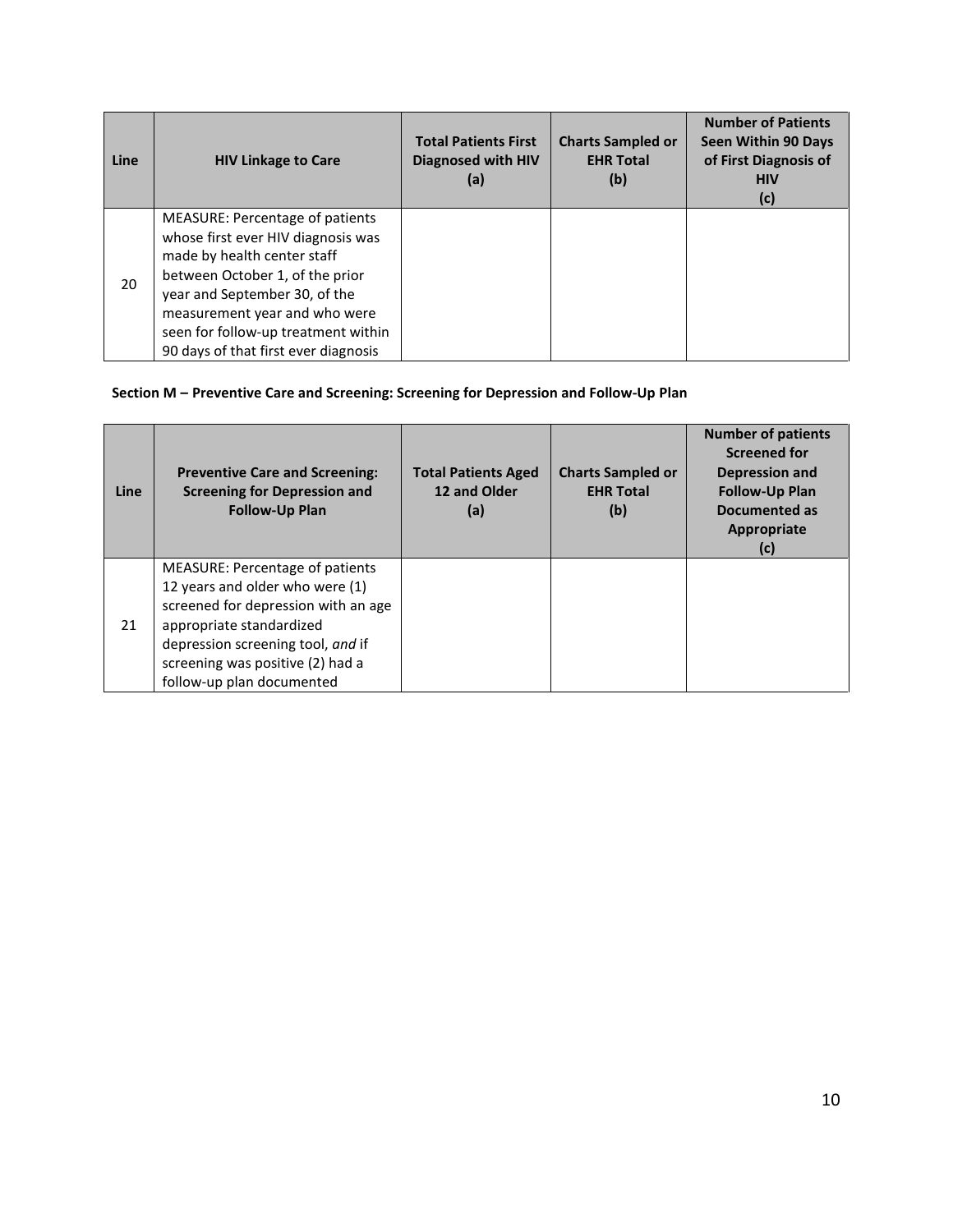| Line | HIV Linkage to Care | Total Patients First Diagnosed with HIV (a) | Charts Sampled or EHR Total (b) | Number of Patients Seen Within 90 Days of First Diagnosis of HIV (c) |
|---|---|---|---|---|
| 20 | MEASURE: Percentage of patients whose first ever HIV diagnosis was made by health center staff between October 1, of the prior year and September 30, of the measurement year and who were seen for follow-up treatment within 90 days of that first ever diagnosis | | | |

**Section M – Preventive Care and Screening: Screening for Depression and Follow-Up Plan**

| Line | Preventive Care and Screening: Screening for Depression and Follow-Up Plan | Total Patients Aged 12 and Older (a) | Charts Sampled or EHR Total (b) | Number of patients Screened for Depression and Follow-Up Plan Documented as Appropriate (c) |
|---|---|---|---|---|
| 21 | MEASURE: Percentage of patients 12 years and older who were (1) screened for depression with an age appropriate standardized depression screening tool, *and* if screening was positive (2) had a follow-up plan documented | | | |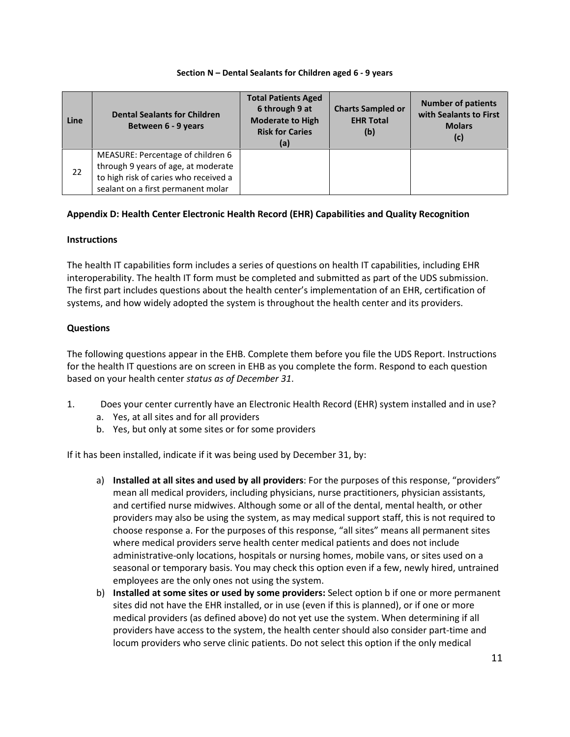**Section N – Dental Sealants for Children aged 6 - 9 years**

| Line | Dental Sealants for Children Between 6 - 9 years | Total Patients Aged 6 through 9 at Moderate to High Risk for Caries (a) | Charts Sampled or EHR Total (b) | Number of patients with Sealants to First Molars (c) |
|---|---|---|---|---|
| 22 | MEASURE: Percentage of children 6 through 9 years of age, at moderate to high risk of caries who received a sealant on a first permanent molar | | | |

**Appendix D: Health Center Electronic Health Record (EHR) Capabilities and Quality Recognition**

**Instructions**

The health IT capabilities form includes a series of questions on health IT capabilities, including EHR interoperability. The health IT form must be completed and submitted as part of the UDS submission. The first part includes questions about the health center's implementation of an EHR, certification of systems, and how widely adopted the system is throughout the health center and its providers.

**Questions**

The following questions appear in the EHB. Complete them before you file the UDS Report. Instructions for the health IT questions are on screen in EHB as you complete the form. Respond to each question based on your health center *status as of December 31*.

1. Does your center currently have an Electronic Health Record (EHR) system installed and in use?
   a. Yes, at all sites and for all providers
   b. Yes, but only at some sites or for some providers

If it has been installed, indicate if it was being used by December 31, by:

a) **Installed at all sites and used by all providers**: For the purposes of this response, "providers" mean all medical providers, including physicians, nurse practitioners, physician assistants, and certified nurse midwives. Although some or all of the dental, mental health, or other providers may also be using the system, as may medical support staff, this is not required to choose response a. For the purposes of this response, "all sites" means all permanent sites where medical providers serve health center medical patients and does not include administrative-only locations, hospitals or nursing homes, mobile vans, or sites used on a seasonal or temporary basis. You may check this option even if a few, newly hired, untrained employees are the only ones not using the system.

b) **Installed at some sites or used by some providers:** Select option b if one or more permanent sites did not have the EHR installed, or in use (even if this is planned), or if one or more medical providers (as defined above) do not yet use the system. When determining if all providers have access to the system, the health center should also consider part-time and locum providers who serve clinic patients. Do not select this option if the only medical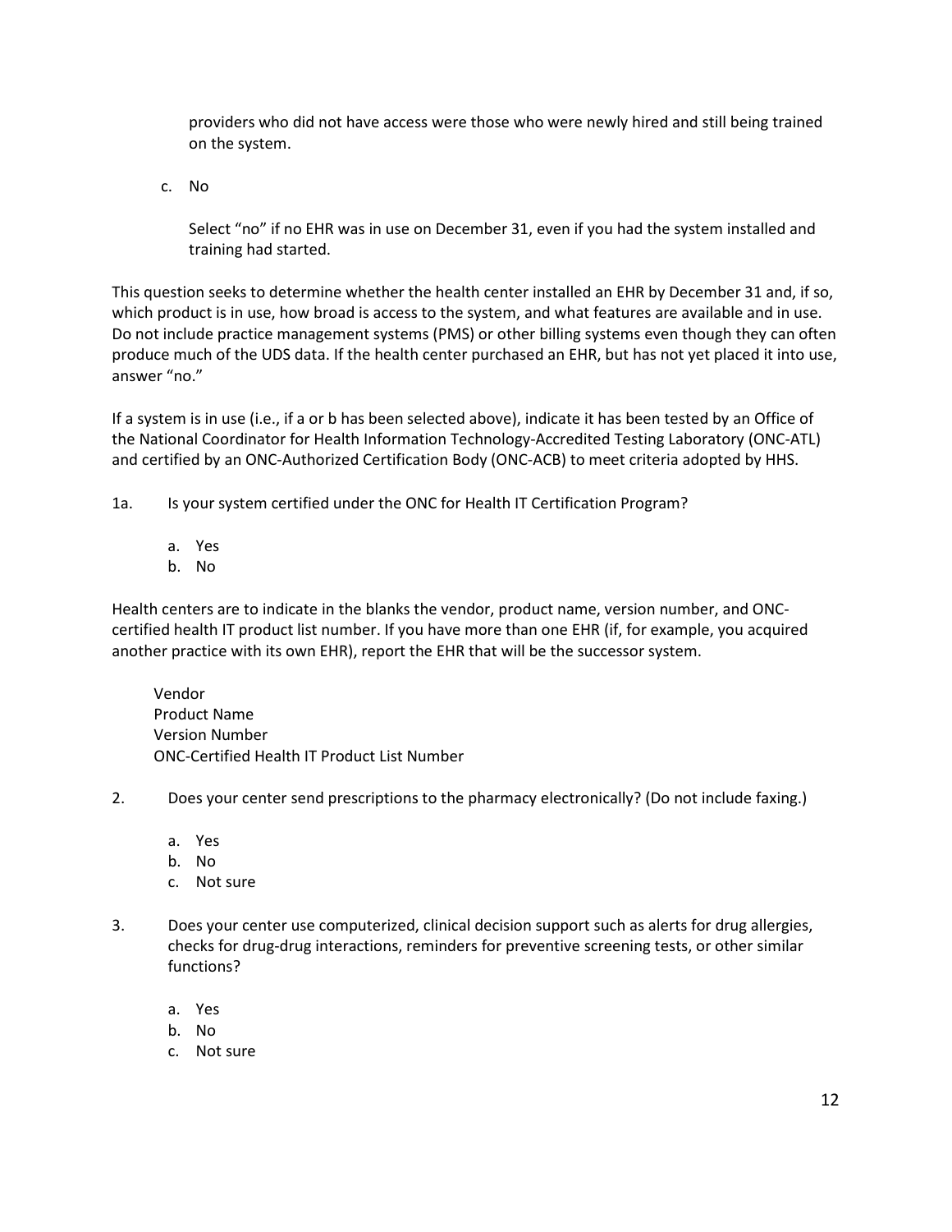providers who did not have access were those who were newly hired and still being trained on the system.

c. No

   Select "no" if no EHR was in use on December 31, even if you had the system installed and training had started.

This question seeks to determine whether the health center installed an EHR by December 31 and, if so, which product is in use, how broad is access to the system, and what features are available and in use. Do not include practice management systems (PMS) or other billing systems even though they can often produce much of the UDS data. If the health center purchased an EHR, but has not yet placed it into use, answer "no."

If a system is in use (i.e., if a or b has been selected above), indicate it has been tested by an Office of the National Coordinator for Health Information Technology-Accredited Testing Laboratory (ONC-ATL) and certified by an ONC-Authorized Certification Body (ONC-ACB) to meet criteria adopted by HHS.

1a. Is your system certified under the ONC for Health IT Certification Program?

   a. Yes
   b. No

Health centers are to indicate in the blanks the vendor, product name, version number, and ONC-certified health IT product list number. If you have more than one EHR (if, for example, you acquired another practice with its own EHR), report the EHR that will be the successor system.

Vendor  
Product Name  
Version Number  
ONC-Certified Health IT Product List Number

2. Does your center send prescriptions to the pharmacy electronically? (Do not include faxing.)

   a. Yes
   b. No
   c. Not sure

3. Does your center use computerized, clinical decision support such as alerts for drug allergies, checks for drug-drug interactions, reminders for preventive screening tests, or other similar functions?

   a. Yes
   b. No
   c. Not sure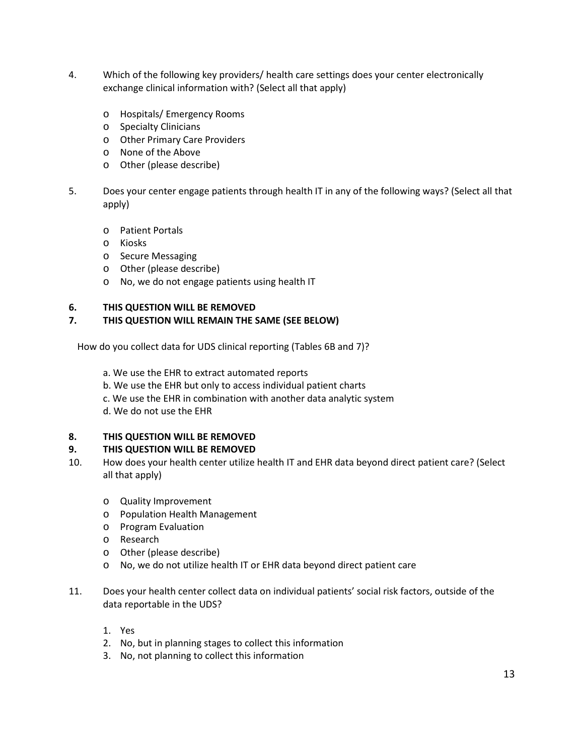4. Which of the following key providers/ health care settings does your center electronically exchange clinical information with? (Select all that apply)

   - Hospitals/ Emergency Rooms
   - Specialty Clinicians
   - Other Primary Care Providers
   - None of the Above
   - Other (please describe)

5. Does your center engage patients through health IT in any of the following ways? (Select all that apply)

   - Patient Portals
   - Kiosks
   - Secure Messaging
   - Other (please describe)
   - No, we do not engage patients using health IT

**6. THIS QUESTION WILL BE REMOVED**

**7. THIS QUESTION WILL REMAIN THE SAME (SEE BELOW)**

How do you collect data for UDS clinical reporting (Tables 6B and 7)?

a. We use the EHR to extract automated reports
b. We use the EHR but only to access individual patient charts
c. We use the EHR in combination with another data analytic system
d. We do not use the EHR

**8. THIS QUESTION WILL BE REMOVED**

**9. THIS QUESTION WILL BE REMOVED**

10. How does your health center utilize health IT and EHR data beyond direct patient care? (Select all that apply)

    - Quality Improvement
    - Population Health Management
    - Program Evaluation
    - Research
    - Other (please describe)
    - No, we do not utilize health IT or EHR data beyond direct patient care

11. Does your health center collect data on individual patients' social risk factors, outside of the data reportable in the UDS?

    1. Yes
    2. No, but in planning stages to collect this information
    3. No, not planning to collect this information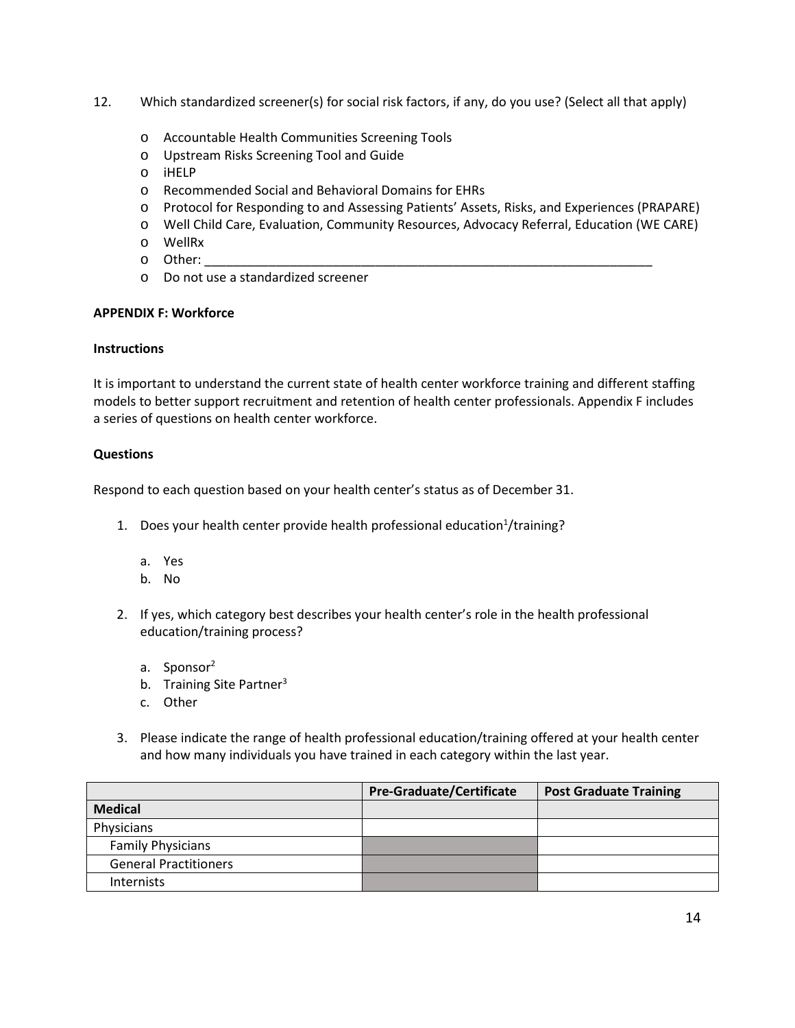12. Which standardized screener(s) for social risk factors, if any, do you use? (Select all that apply)

    - Accountable Health Communities Screening Tools
    - Upstream Risks Screening Tool and Guide
    - iHELP
    - Recommended Social and Behavioral Domains for EHRs
    - Protocol for Responding to and Assessing Patients' Assets, Risks, and Experiences (PRAPARE)
    - Well Child Care, Evaluation, Community Resources, Advocacy Referral, Education (WE CARE)
    - WellRx
    - Other: ___________________________________________________________________
    - Do not use a standardized screener

**APPENDIX F: Workforce**

**Instructions**

It is important to understand the current state of health center workforce training and different staffing models to better support recruitment and retention of health center professionals. Appendix F includes a series of questions on health center workforce.

**Questions**

Respond to each question based on your health center's status as of December 31.

1. Does your health center provide health professional education[1]/training?

   a. Yes
   b. No

2. If yes, which category best describes your health center's role in the health professional education/training process?

   a. Sponsor[2]
   b. Training Site Partner[3]
   c. Other

3. Please indicate the range of health professional education/training offered at your health center and how many individuals you have trained in each category within the last year.

| | Pre-Graduate/Certificate | Post Graduate Training |
|---|---|---|
| **Medical** | | |
| Physicians | | |
| Family Physicians | | |
| General Practitioners | | |
| Internists | | |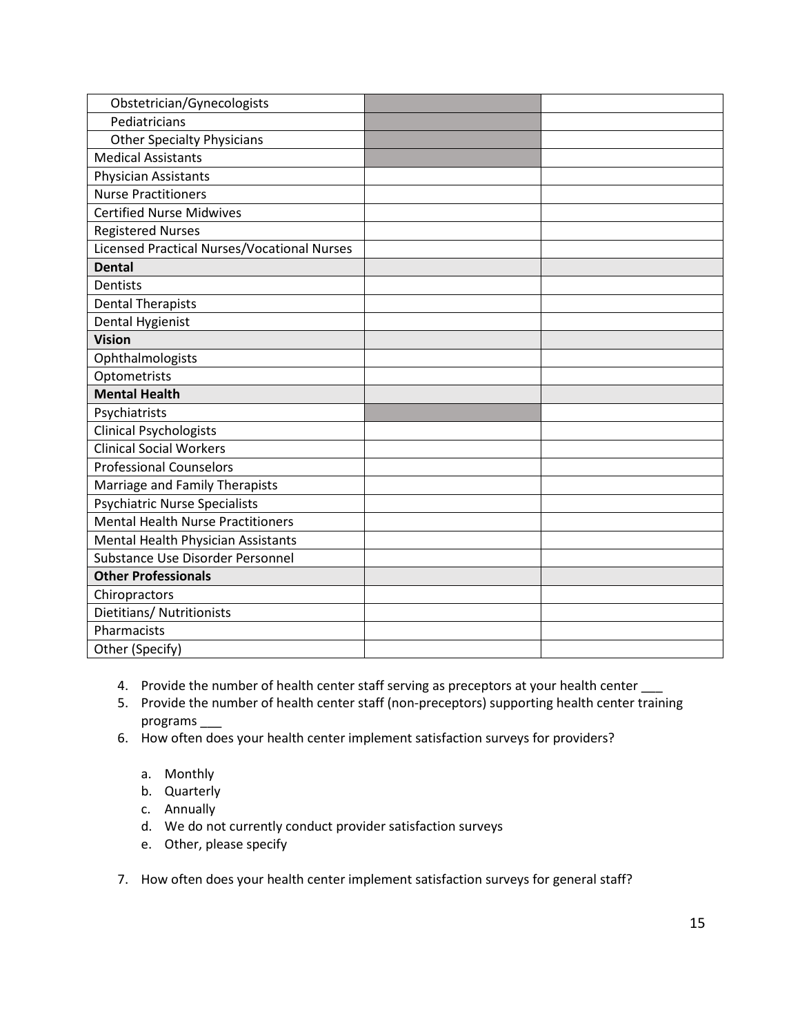| | | |
|---|---|---|
| Obstetrician/Gynecologists | | |
| Pediatricians | | |
| Other Specialty Physicians | | |
| Medical Assistants | | |
| Physician Assistants | | |
| Nurse Practitioners | | |
| Certified Nurse Midwives | | |
| Registered Nurses | | |
| Licensed Practical Nurses/Vocational Nurses | | |
| **Dental** | | |
| Dentists | | |
| Dental Therapists | | |
| Dental Hygienist | | |
| **Vision** | | |
| Ophthalmologists | | |
| Optometrists | | |
| **Mental Health** | | |
| Psychiatrists | | |
| Clinical Psychologists | | |
| Clinical Social Workers | | |
| Professional Counselors | | |
| Marriage and Family Therapists | | |
| Psychiatric Nurse Specialists | | |
| Mental Health Nurse Practitioners | | |
| Mental Health Physician Assistants | | |
| Substance Use Disorder Personnel | | |
| **Other Professionals** | | |
| Chiropractors | | |
| Dietitians/ Nutritionists | | |
| Pharmacists | | |
| Other (Specify) | | |

4. Provide the number of health center staff serving as preceptors at your health center ___
5. Provide the number of health center staff (non-preceptors) supporting health center training programs ___
6. How often does your health center implement satisfaction surveys for providers?

   a. Monthly
   b. Quarterly
   c. Annually
   d. We do not currently conduct provider satisfaction surveys
   e. Other, please specify

7. How often does your health center implement satisfaction surveys for general staff?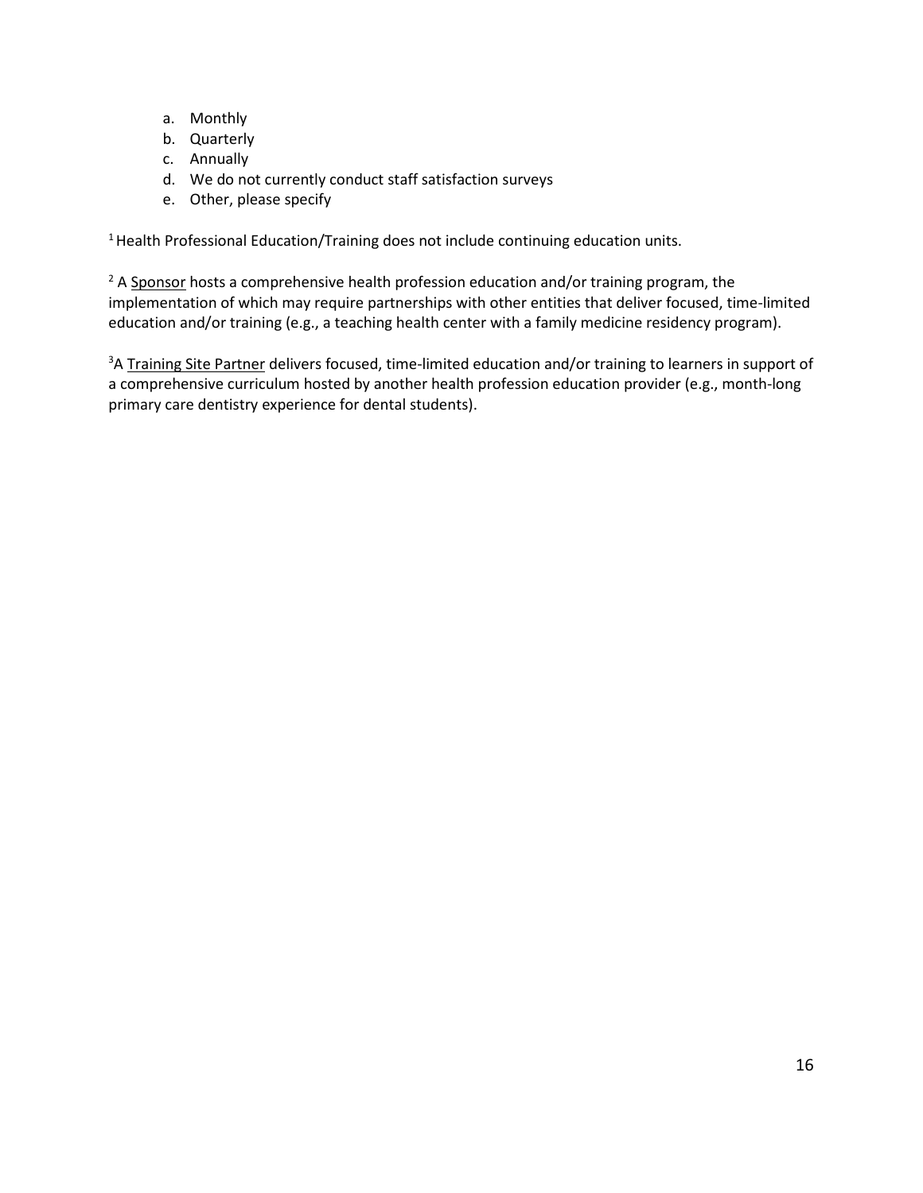a. Monthly
b. Quarterly
c. Annually
d. We do not currently conduct staff satisfaction surveys
e. Other, please specify

[1] Health Professional Education/Training does not include continuing education units.

[2] A Sponsor hosts a comprehensive health profession education and/or training program, the implementation of which may require partnerships with other entities that deliver focused, time-limited education and/or training (e.g., a teaching health center with a family medicine residency program).

[3] A Training Site Partner delivers focused, time-limited education and/or training to learners in support of a comprehensive curriculum hosted by another health profession education provider (e.g., month-long primary care dentistry experience for dental students).